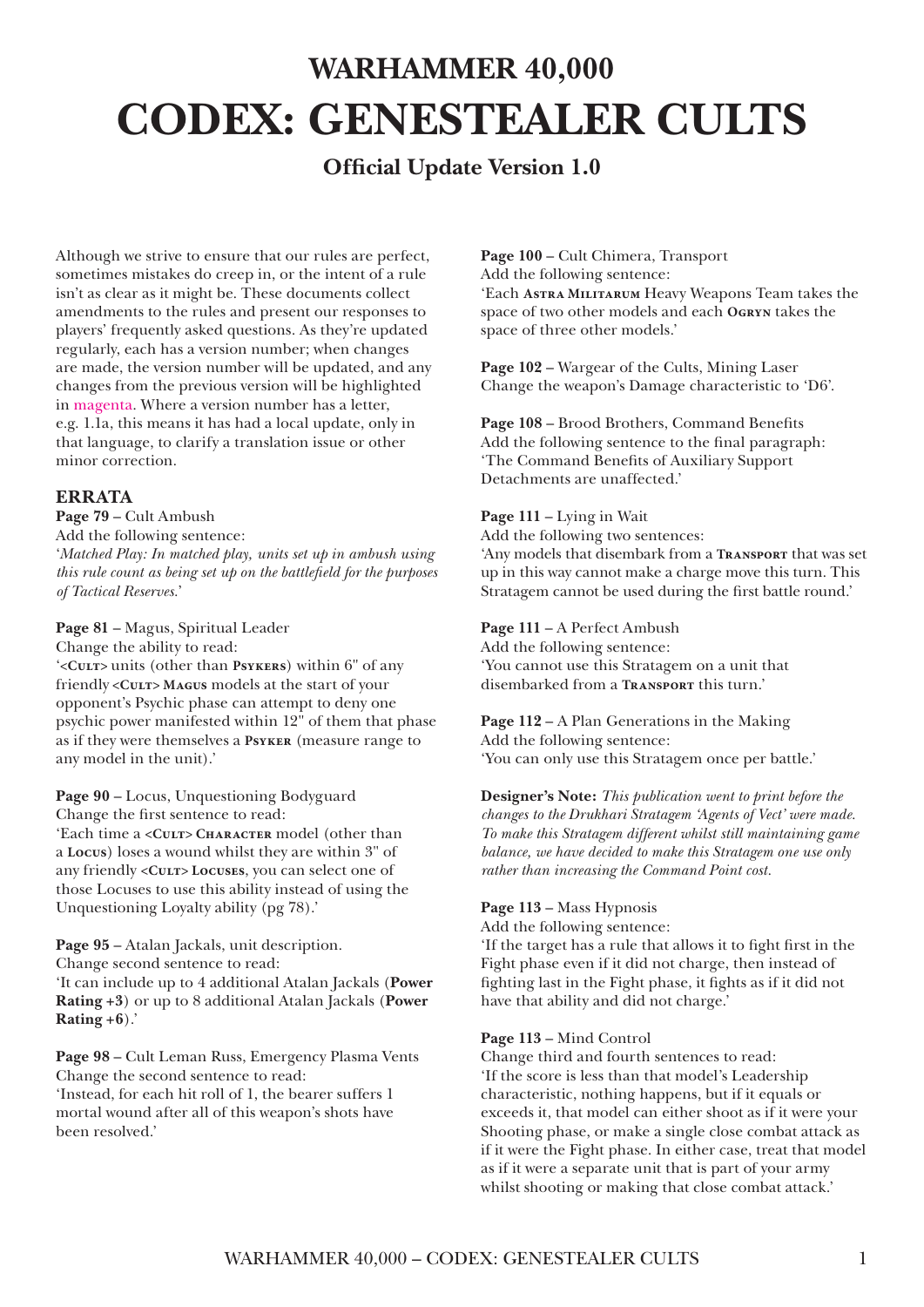# WARHAMMER 40,000

# CODEX: GENESTEALER CULTS

## Official Update Version 1.0

Although we strive to ensure that our rules are perfect, sometimes mistakes do creep in, or the intent of a rule isn't as clear as it might be. These documents collect amendments to the rules and present our responses to players' frequently asked questions. As they're updated regularly, each has a version number; when changes are made, the version number will be updated, and any changes from the previous version will be highlighted in magenta. Where a version number has a letter, e.g. 1.1a, this means it has had a local update, only in that language, to clarify a translation issue or other minor correction.

### ERRATA

**Page 79** – Cult Ambush
Add the following sentence:
'*Matched Play: In matched play, units set up in ambush using this rule count as being set up on the battlefield for the purposes of Tactical Reserves.*'

**Page 81** – Magus, Spiritual Leader
Change the ability to read:
'<CULT> units (other than PSYKERS) within 6" of any friendly <CULT> MAGUS models at the start of your opponent's Psychic phase can attempt to deny one psychic power manifested within 12" of them that phase as if they were themselves a PSYKER (measure range to any model in the unit).'

**Page 90** – Locus, Unquestioning Bodyguard
Change the first sentence to read:
'Each time a <CULT> CHARACTER model (other than a LOCUS) loses a wound whilst they are within 3" of any friendly <CULT> LOCUSES, you can select one of those Locuses to use this ability instead of using the Unquestioning Loyalty ability (pg 78).'

**Page 95** – Atalan Jackals, unit description.
Change second sentence to read:
'It can include up to 4 additional Atalan Jackals (**Power Rating +3**) or up to 8 additional Atalan Jackals (**Power Rating +6**).'

**Page 98** – Cult Leman Russ, Emergency Plasma Vents
Change the second sentence to read:
'Instead, for each hit roll of 1, the bearer suffers 1 mortal wound after all of this weapon's shots have been resolved.'

**Page 100** – Cult Chimera, Transport
Add the following sentence:
'Each ASTRA MILITARUM Heavy Weapons Team takes the space of two other models and each OGRYN takes the space of three other models.'

**Page 102** – Wargear of the Cults, Mining Laser
Change the weapon's Damage characteristic to 'D6'.

**Page 108** – Brood Brothers, Command Benefits
Add the following sentence to the final paragraph:
'The Command Benefits of Auxiliary Support Detachments are unaffected.'

**Page 111** – Lying in Wait
Add the following two sentences:
'Any models that disembark from a TRANSPORT that was set up in this way cannot make a charge move this turn. This Stratagem cannot be used during the first battle round.'

**Page 111** – A Perfect Ambush
Add the following sentence:
'You cannot use this Stratagem on a unit that disembarked from a TRANSPORT this turn.'

**Page 112** – A Plan Generations in the Making
Add the following sentence:
'You can only use this Stratagem once per battle.'

**Designer's Note:** *This publication went to print before the changes to the Drukhari Stratagem 'Agents of Vect' were made. To make this Stratagem different whilst still maintaining game balance, we have decided to make this Stratagem one use only rather than increasing the Command Point cost.*

**Page 113** – Mass Hypnosis
Add the following sentence:
'If the target has a rule that allows it to fight first in the Fight phase even if it did not charge, then instead of fighting last in the Fight phase, it fights as if it did not have that ability and did not charge.'

**Page 113** – Mind Control
Change third and fourth sentences to read:
'If the score is less than that model's Leadership characteristic, nothing happens, but if it equals or exceeds it, that model can either shoot as if it were your Shooting phase, or make a single close combat attack as if it were the Fight phase. In either case, treat that model as if it were a separate unit that is part of your army whilst shooting or making that close combat attack.'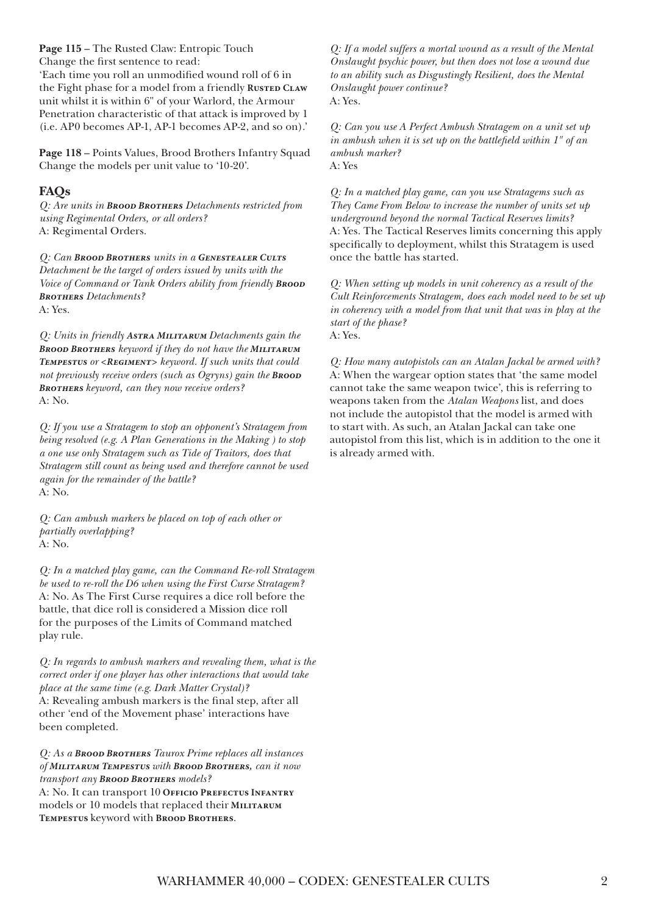**Page 115** – The Rusted Claw: Entropic Touch
Change the first sentence to read:
'Each time you roll an unmodified wound roll of 6 in the Fight phase for a model from a friendly **Rusted Claw** unit whilst it is within 6" of your Warlord, the Armour Penetration characteristic of that attack is improved by 1 (i.e. AP0 becomes AP-1, AP-1 becomes AP-2, and so on).'

**Page 118** – Points Values, Brood Brothers Infantry Squad
Change the models per unit value to '10-20'.

## FAQs

*Q: Are units in **Brood Brothers** Detachments restricted from using Regimental Orders, or all orders?*
A: Regimental Orders.

*Q: Can **Brood Brothers** units in a **Genestealer Cults** Detachment be the target of orders issued by units with the Voice of Command or Tank Orders ability from friendly **Brood Brothers** Detachments?*
A: Yes.

*Q: Units in friendly **Astra Militarum** Detachments gain the **Brood Brothers** keyword if they do not have the **Militarum Tempestus** or <**Regiment**> keyword. If such units that could not previously receive orders (such as Ogryns) gain the **Brood Brothers** keyword, can they now receive orders?*
A: No.

*Q: If you use a Stratagem to stop an opponent's Stratagem from being resolved (e.g. A Plan Generations in the Making ) to stop a one use only Stratagem such as Tide of Traitors, does that Stratagem still count as being used and therefore cannot be used again for the remainder of the battle?*
A: No.

*Q: Can ambush markers be placed on top of each other or partially overlapping?*
A: No.

*Q: In a matched play game, can the Command Re-roll Stratagem be used to re-roll the D6 when using the First Curse Stratagem?*
A: No. As The First Curse requires a dice roll before the battle, that dice roll is considered a Mission dice roll for the purposes of the Limits of Command matched play rule.

*Q: In regards to ambush markers and revealing them, what is the correct order if one player has other interactions that would take place at the same time (e.g. Dark Matter Crystal)?*
A: Revealing ambush markers is the final step, after all other 'end of the Movement phase' interactions have been completed.

*Q: As a **Brood Brothers** Taurox Prime replaces all instances of **Militarum Tempestus** with **Brood Brothers,** can it now transport any **Brood Brothers** models?*
A: No. It can transport 10 **Officio Prefectus Infantry** models or 10 models that replaced their **Militarum Tempestus** keyword with **Brood Brothers**.

*Q: If a model suffers a mortal wound as a result of the Mental Onslaught psychic power, but then does not lose a wound due to an ability such as Disgustingly Resilient, does the Mental Onslaught power continue?*
A: Yes.

*Q: Can you use A Perfect Ambush Stratagem on a unit set up in ambush when it is set up on the battlefield within 1" of an ambush marker?*
A: Yes

*Q: In a matched play game, can you use Stratagems such as They Came From Below to increase the number of units set up underground beyond the normal Tactical Reserves limits?*
A: Yes. The Tactical Reserves limits concerning this apply specifically to deployment, whilst this Stratagem is used once the battle has started.

*Q: When setting up models in unit coherency as a result of the Cult Reinforcements Stratagem, does each model need to be set up in coherency with a model from that unit that was in play at the start of the phase?*
A: Yes.

*Q: How many autopistols can an Atalan Jackal be armed with?*
A: When the wargear option states that 'the same model cannot take the same weapon twice', this is referring to weapons taken from the *Atalan Weapons* list, and does not include the autopistol that the model is armed with to start with. As such, an Atalan Jackal can take one autopistol from this list, which is in addition to the one it is already armed with.